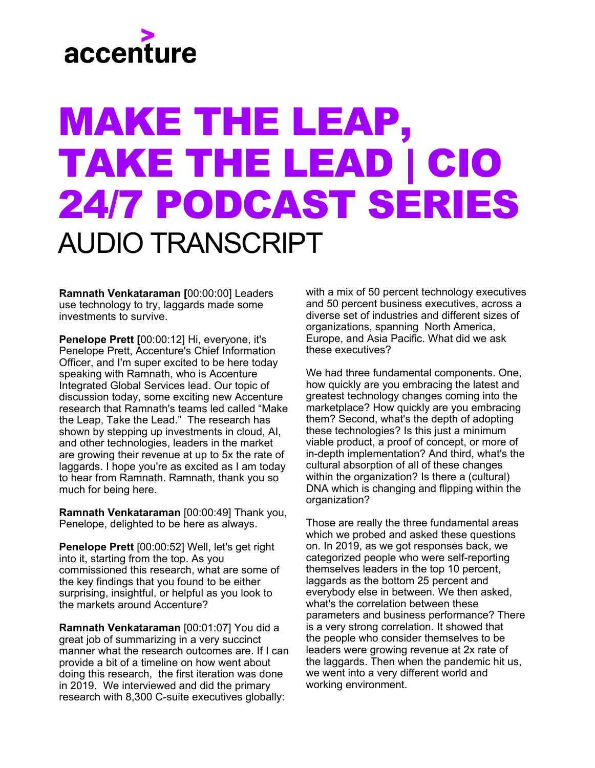accenture

# MAKE THE LEAP, TAKE THE LEAD | CIO 24/7 PODCAST SERIES

## AUDIO TRANSCRIPT

**Ramnath Venkataraman [**00:00:00] Leaders use technology to try, laggards made some investments to survive.

**Penelope Prett [**00:00:12] Hi, everyone, it's Penelope Prett, Accenture's Chief Information Officer, and I'm super excited to be here today speaking with Ramnath, who is Accenture Integrated Global Services lead. Our topic of discussion today, some exciting new Accenture research that Ramnath's teams led called "Make the Leap, Take the Lead." The research has shown by stepping up investments in cloud, AI, and other technologies, leaders in the market are growing their revenue at up to 5x the rate of laggards. I hope you're as excited as I am today to hear from Ramnath. Ramnath, thank you so much for being here.

**Ramnath Venkataraman** [00:00:49] Thank you, Penelope, delighted to be here as always.

**Penelope Prett** [00:00:52] Well, let's get right into it, starting from the top. As you commissioned this research, what are some of the key findings that you found to be either surprising, insightful, or helpful as you look to the markets around Accenture?

**Ramnath Venkataraman** [00:01:07] You did a great job of summarizing in a very succinct manner what the research outcomes are. If I can provide a bit of a timeline on how went about doing this research, the first iteration was done in 2019. We interviewed and did the primary research with 8,300 C-suite executives globally: with a mix of 50 percent technology executives and 50 percent business executives, across a diverse set of industries and different sizes of organizations, spanning North America, Europe, and Asia Pacific. What did we ask these executives?

We had three fundamental components. One, how quickly are you embracing the latest and greatest technology changes coming into the marketplace? How quickly are you embracing them? Second, what's the depth of adopting these technologies? Is this just a minimum viable product, a proof of concept, or more of in-depth implementation? And third, what's the cultural absorption of all of these changes within the organization? Is there a (cultural) DNA which is changing and flipping within the organization?

Those are really the three fundamental areas which we probed and asked these questions on. In 2019, as we got responses back, we categorized people who were self-reporting themselves leaders in the top 10 percent, laggards as the bottom 25 percent and everybody else in between. We then asked, what's the correlation between these parameters and business performance? There is a very strong correlation. It showed that the people who consider themselves to be leaders were growing revenue at 2x rate of the laggards. Then when the pandemic hit us, we went into a very different world and working environment.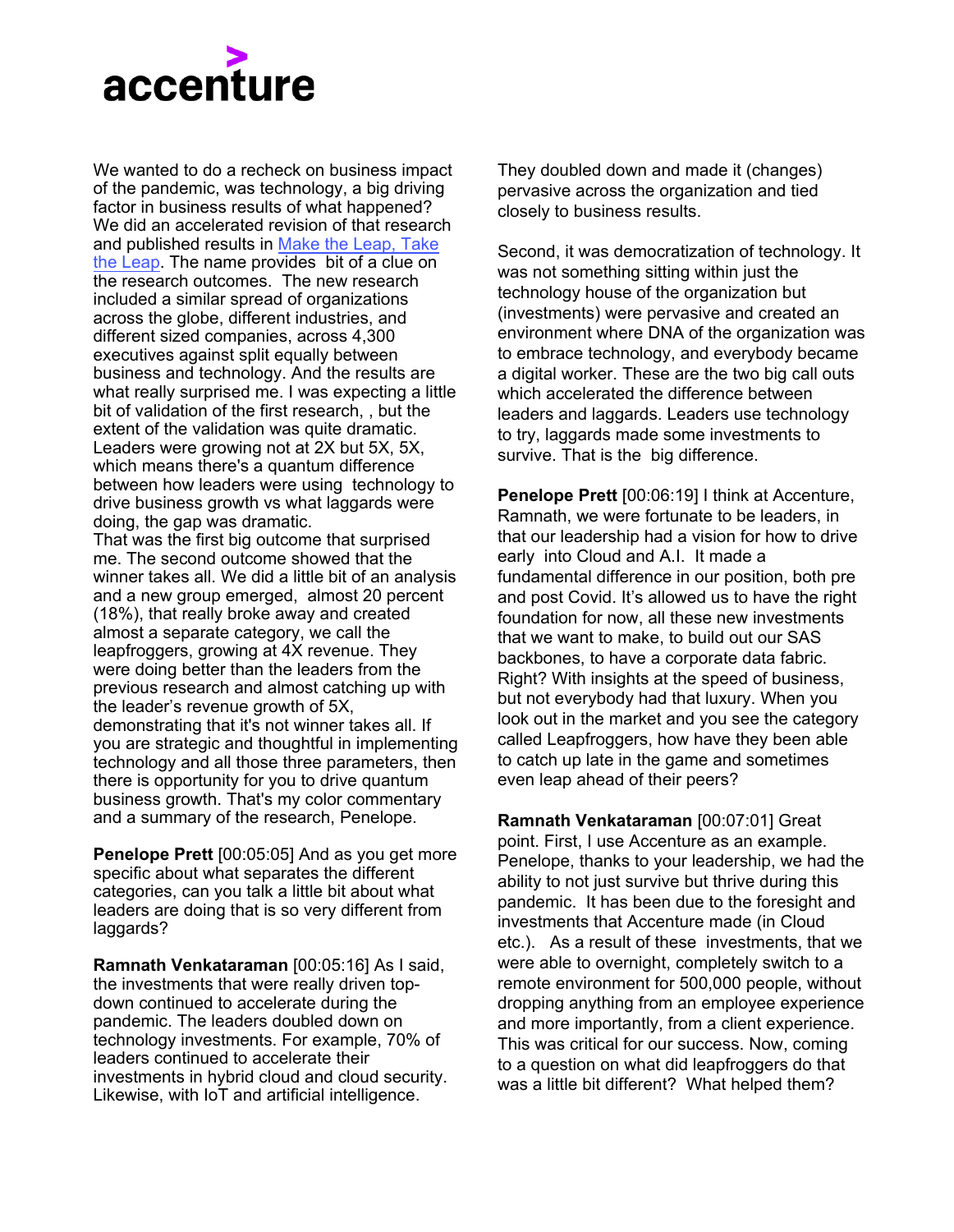We wanted to do a recheck on business impact of the pandemic, was technology, a big driving factor in business results of what happened? We did an accelerated revision of that research and published results in [Make the Leap, Take the Leap](). The name provides  bit of a clue on the research outcomes.  The new research included a similar spread of organizations across the globe, different industries, and different sized companies, across 4,300 executives against split equally between business and technology. And the results are what really surprised me. I was expecting a little bit of validation of the first research, , but the extent of the validation was quite dramatic. Leaders were growing not at 2X but 5X, 5X, which means there's a quantum difference between how leaders were using  technology to drive business growth vs what laggards were doing, the gap was dramatic.

That was the first big outcome that surprised me. The second outcome showed that the winner takes all. We did a little bit of an analysis and a new group emerged,  almost 20 percent (18%), that really broke away and created almost a separate category, we call the leapfroggers, growing at 4X revenue. They were doing better than the leaders from the previous research and almost catching up with the leader's revenue growth of 5X, demonstrating that it's not winner takes all. If you are strategic and thoughtful in implementing technology and all those three parameters, then there is opportunity for you to drive quantum business growth. That's my color commentary and a summary of the research, Penelope.

**Penelope Prett** [00:05:05] And as you get more specific about what separates the different categories, can you talk a little bit about what leaders are doing that is so very different from laggards?

**Ramnath Venkataraman** [00:05:16] As I said, the investments that were really driven top-down continued to accelerate during the pandemic. The leaders doubled down on technology investments. For example, 70% of leaders continued to accelerate their investments in hybrid cloud and cloud security. Likewise, with IoT and artificial intelligence. They doubled down and made it (changes) pervasive across the organization and tied closely to business results.

Second, it was democratization of technology. It was not something sitting within just the technology house of the organization but (investments) were pervasive and created an environment where DNA of the organization was to embrace technology, and everybody became a digital worker. These are the two big call outs which accelerated the difference between leaders and laggards. Leaders use technology to try, laggards made some investments to survive. That is the  big difference.

**Penelope Prett** [00:06:19] I think at Accenture, Ramnath, we were fortunate to be leaders, in that our leadership had a vision for how to drive early  into Cloud and A.I.  It made a fundamental difference in our position, both pre and post Covid. It's allowed us to have the right foundation for now, all these new investments that we want to make, to build out our SAS backbones, to have a corporate data fabric. Right? With insights at the speed of business, but not everybody had that luxury. When you look out in the market and you see the category called Leapfroggers, how have they been able to catch up late in the game and sometimes even leap ahead of their peers?

**Ramnath Venkataraman** [00:07:01] Great point. First, I use Accenture as an example. Penelope, thanks to your leadership, we had the ability to not just survive but thrive during this pandemic.  It has been due to the foresight and investments that Accenture made (in Cloud etc.).   As a result of these  investments, that we were able to overnight, completely switch to a remote environment for 500,000 people, without dropping anything from an employee experience and more importantly, from a client experience. This was critical for our success. Now, coming to a question on what did leapfroggers do that was a little bit different?  What helped them?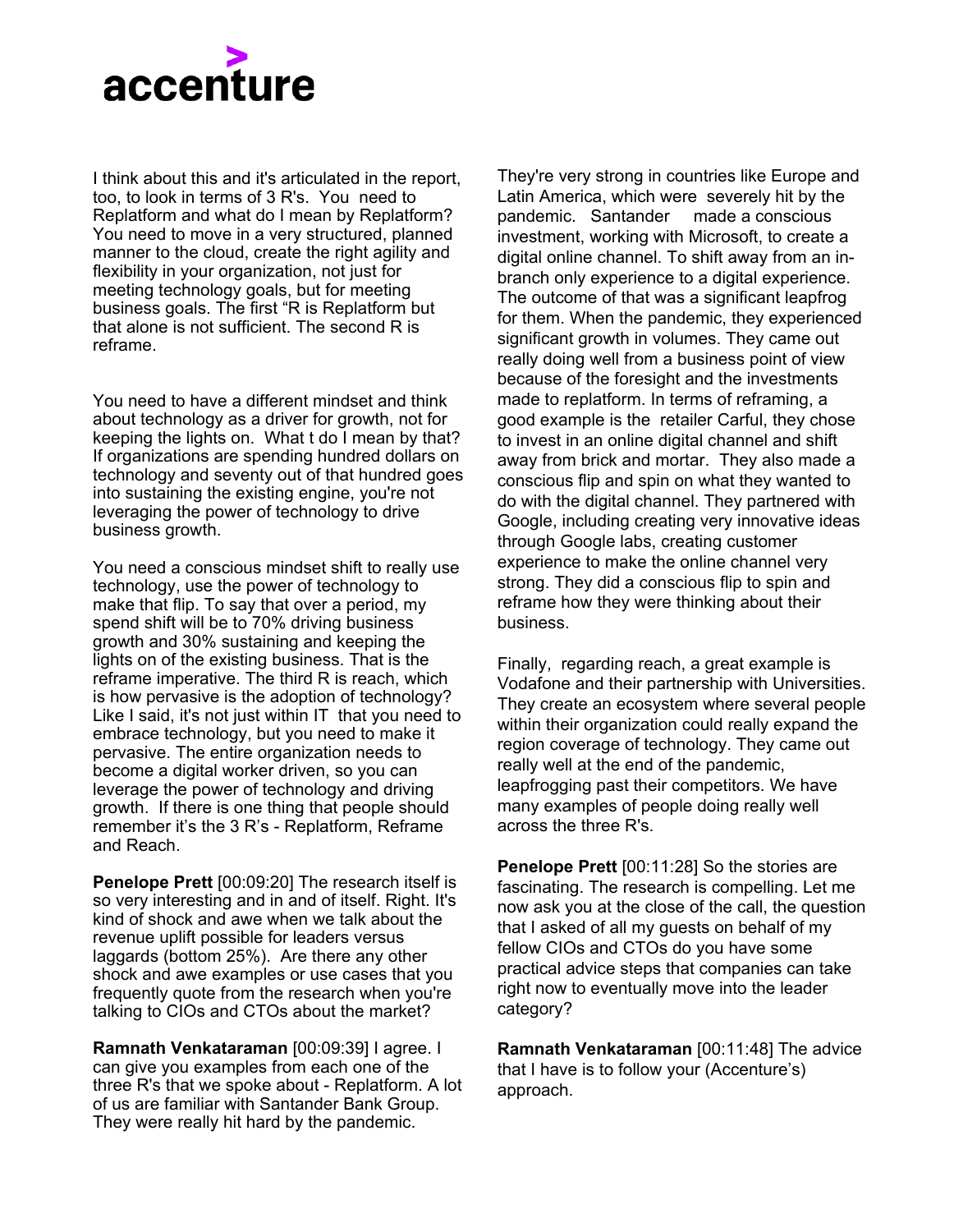I think about this and it's articulated in the report, too, to look in terms of 3 R's. You need to Replatform and what do I mean by Replatform? You need to move in a very structured, planned manner to the cloud, create the right agility and flexibility in your organization, not just for meeting technology goals, but for meeting business goals. The first "R is Replatform but that alone is not sufficient. The second R is reframe.

You need to have a different mindset and think about technology as a driver for growth, not for keeping the lights on. What t do I mean by that? If organizations are spending hundred dollars on technology and seventy out of that hundred goes into sustaining the existing engine, you're not leveraging the power of technology to drive business growth.

You need a conscious mindset shift to really use technology, use the power of technology to make that flip. To say that over a period, my spend shift will be to 70% driving business growth and 30% sustaining and keeping the lights on of the existing business. That is the reframe imperative. The third R is reach, which is how pervasive is the adoption of technology? Like I said, it's not just within IT that you need to embrace technology, but you need to make it pervasive. The entire organization needs to become a digital worker driven, so you can leverage the power of technology and driving growth. If there is one thing that people should remember it's the 3 R's - Replatform, Reframe and Reach.

**Penelope Prett** [00:09:20] The research itself is so very interesting and in and of itself. Right. It's kind of shock and awe when we talk about the revenue uplift possible for leaders versus laggards (bottom 25%). Are there any other shock and awe examples or use cases that you frequently quote from the research when you're talking to CIOs and CTOs about the market?

**Ramnath Venkataraman** [00:09:39] I agree. I can give you examples from each one of the three R's that we spoke about - Replatform. A lot of us are familiar with Santander Bank Group. They were really hit hard by the pandemic. They're very strong in countries like Europe and Latin America, which were severely hit by the pandemic. Santander made a conscious investment, working with Microsoft, to create a digital online channel. To shift away from an in-branch only experience to a digital experience. The outcome of that was a significant leapfrog for them. When the pandemic, they experienced significant growth in volumes. They came out really doing well from a business point of view because of the foresight and the investments made to replatform. In terms of reframing, a good example is the retailer Carful, they chose to invest in an online digital channel and shift away from brick and mortar. They also made a conscious flip and spin on what they wanted to do with the digital channel. They partnered with Google, including creating very innovative ideas through Google labs, creating customer experience to make the online channel very strong. They did a conscious flip to spin and reframe how they were thinking about their business.

Finally, regarding reach, a great example is Vodafone and their partnership with Universities. They create an ecosystem where several people within their organization could really expand the region coverage of technology. They came out really well at the end of the pandemic, leapfrogging past their competitors. We have many examples of people doing really well across the three R's.

**Penelope Prett** [00:11:28] So the stories are fascinating. The research is compelling. Let me now ask you at the close of the call, the question that I asked of all my guests on behalf of my fellow CIOs and CTOs do you have some practical advice steps that companies can take right now to eventually move into the leader category?

**Ramnath Venkataraman** [00:11:48] The advice that I have is to follow your (Accenture's) approach.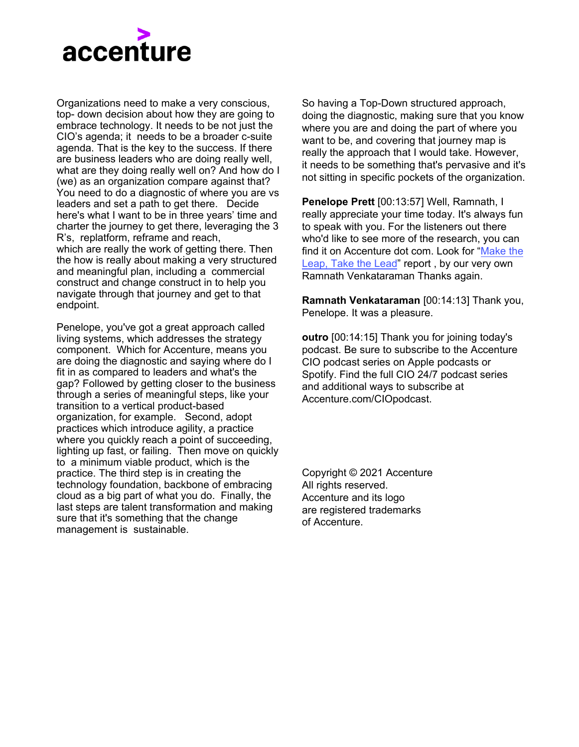Organizations need to make a very conscious, top- down decision about how they are going to embrace technology. It needs to be not just the CIO's agenda; it needs to be a broader c-suite agenda. That is the key to the success. If there are business leaders who are doing really well, what are they doing really well on? And how do I (we) as an organization compare against that? You need to do a diagnostic of where you are vs leaders and set a path to get there. Decide here's what I want to be in three years' time and charter the journey to get there, leveraging the 3 R's, replatform, reframe and reach, which are really the work of getting there. Then the how is really about making a very structured and meaningful plan, including a commercial construct and change construct in to help you navigate through that journey and get to that endpoint.

Penelope, you've got a great approach called living systems, which addresses the strategy component. Which for Accenture, means you are doing the diagnostic and saying where do I fit in as compared to leaders and what's the gap? Followed by getting closer to the business through a series of meaningful steps, like your transition to a vertical product-based organization, for example. Second, adopt practices which introduce agility, a practice where you quickly reach a point of succeeding, lighting up fast, or failing. Then move on quickly to a minimum viable product, which is the practice. The third step is in creating the technology foundation, backbone of embracing cloud as a big part of what you do. Finally, the last steps are talent transformation and making sure that it's something that the change management is sustainable.

So having a Top-Down structured approach, doing the diagnostic, making sure that you know where you are and doing the part of where you want to be, and covering that journey map is really the approach that I would take. However, it needs to be something that's pervasive and it's not sitting in specific pockets of the organization.

**Penelope Prett** [00:13:57] Well, Ramnath, I really appreciate your time today. It's always fun to speak with you. For the listeners out there who'd like to see more of the research, you can find it on Accenture dot com. Look for "Make the Leap, Take the Lead" report , by our very own Ramnath Venkataraman Thanks again.

**Ramnath Venkataraman** [00:14:13] Thank you, Penelope. It was a pleasure.

**outro** [00:14:15] Thank you for joining today's podcast. Be sure to subscribe to the Accenture CIO podcast series on Apple podcasts or Spotify. Find the full CIO 24/7 podcast series and additional ways to subscribe at Accenture.com/CIOpodcast.

Copyright © 2021 Accenture
All rights reserved.
Accenture and its logo
are registered trademarks
of Accenture.